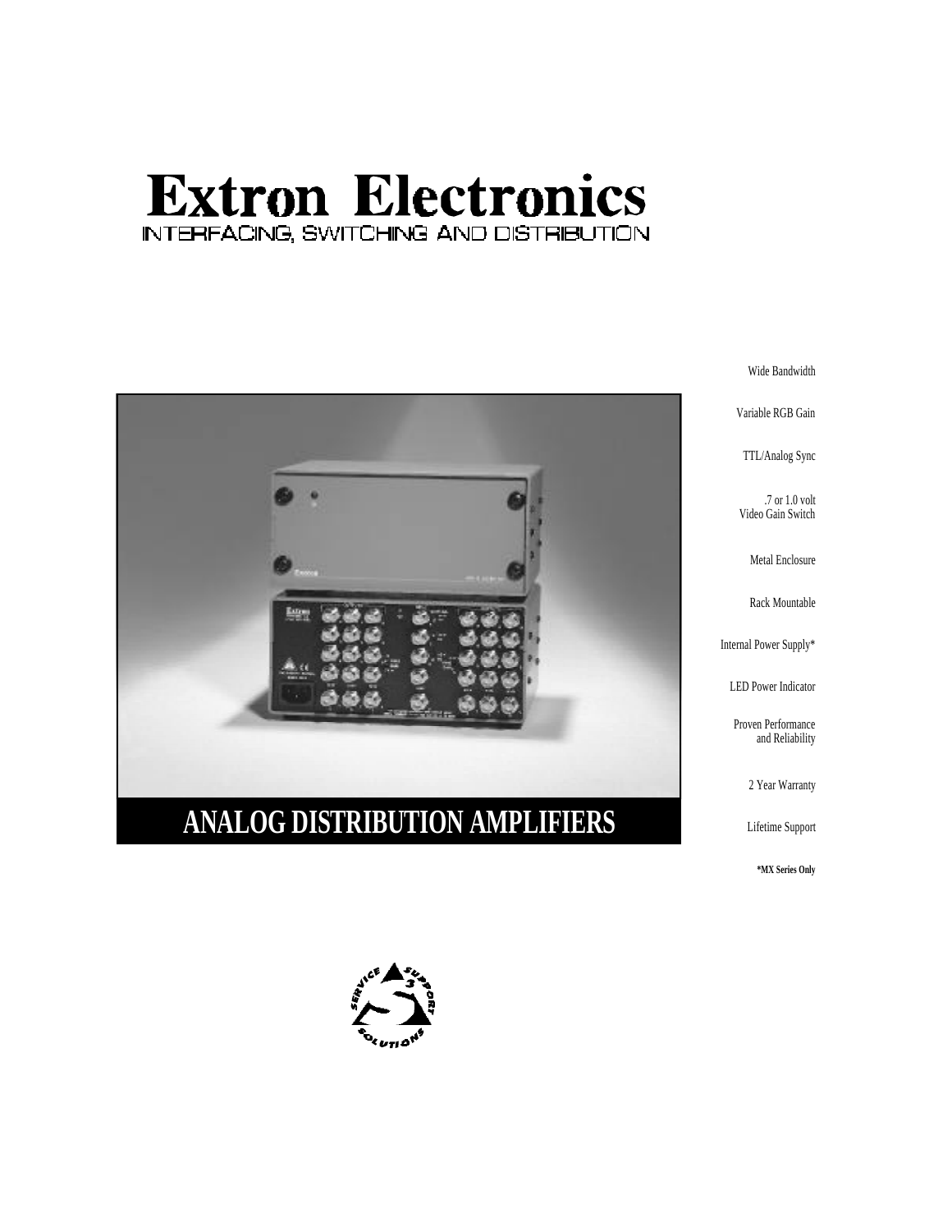# Extron Electronics

INTERFACING, SWITCHING AND DISTRIBUTION

## ANALOG DISTRIBUTION AMPLIFIERS

- Wide Bandwidth
- Variable RGB Gain
- TTL/Analog Sync
- .7 or 1.0 volt Video Gain Switch
- Metal Enclosure
- Rack Mountable
- Internal Power Supply*
- LED Power Indicator
- Proven Performance and Reliability
- 2 Year Warranty
- Lifetime Support

**\*MX Series Only**

SERVICE SUPPORT SOLUTIONS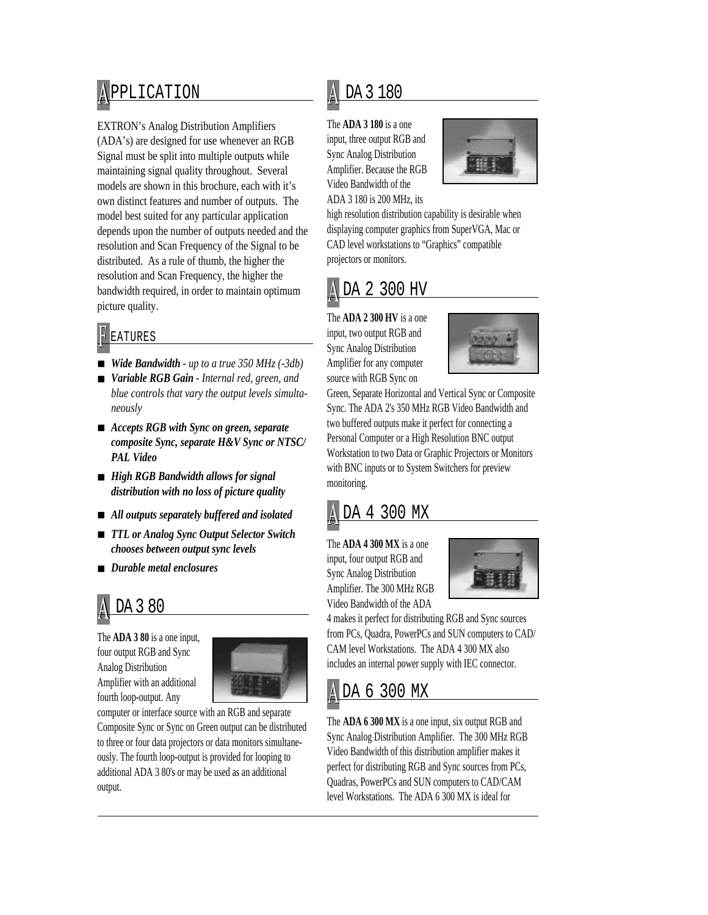## APPLICATION

EXTRON's Analog Distribution Amplifiers (ADA's) are designed for use whenever an RGB Signal must be split into multiple outputs while maintaining signal quality throughout. Several models are shown in this brochure, each with it's own distinct features and number of outputs. The model best suited for any particular application depends upon the number of outputs needed and the resolution and Scan Frequency of the Signal to be distributed. As a rule of thumb, the higher the resolution and Scan Frequency, the higher the bandwidth required, in order to maintain optimum picture quality.

### FEATURES

- ***Wide Bandwidth*** *- up to a true 350 MHz (-3db)*
- ***Variable RGB Gain*** *- Internal red, green, and blue controls that vary the output levels simultaneously*
- ***Accepts RGB with Sync on green, separate composite Sync, separate H&V Sync or NTSC/PAL Video***
- ***High RGB Bandwidth allows for signal distribution with no loss of picture quality***
- ***All outputs separately buffered and isolated***
- ***TTL or Analog Sync Output Selector Switch chooses between output sync levels***
- ***Durable metal enclosures***

## ADA 3 80

The **ADA 3 80** is a one input, four output RGB and Sync Analog Distribution Amplifier with an additional fourth loop-output. Any computer or interface source with an RGB and separate Composite Sync or Sync on Green output can be distributed to three or four data projectors or data monitors simultaneously. The fourth loop-output is provided for looping to additional ADA 3 80's or may be used as an additional output.

## ADA 3 180

The **ADA 3 180** is a one input, three output RGB and Sync Analog Distribution Amplifier. Because the RGB Video Bandwidth of the ADA 3 180 is 200 MHz, its high resolution distribution capability is desirable when displaying computer graphics from SuperVGA, Mac or CAD level workstations to "Graphics" compatible projectors or monitors.

## ADA 2 300 HV

The **ADA 2 300 HV** is a one input, two output RGB and Sync Analog Distribution Amplifier for any computer source with RGB Sync on Green, Separate Horizontal and Vertical Sync or Composite Sync. The ADA 2's 350 MHz RGB Video Bandwidth and two buffered outputs make it perfect for connecting a Personal Computer or a High Resolution BNC output Workstation to two Data or Graphic Projectors or Monitors with BNC inputs or to System Switchers for preview monitoring.

## ADA 4 300 MX

The **ADA 4 300 MX** is a one input, four output RGB and Sync Analog Distribution Amplifier. The 300 MHz RGB Video Bandwidth of the ADA 4 makes it perfect for distributing RGB and Sync sources from PCs, Quadra, PowerPCs and SUN computers to CAD/CAM level Workstations. The ADA 4 300 MX also includes an internal power supply with IEC connector.

## ADA 6 300 MX

The **ADA 6 300 MX** is a one input, six output RGB and Sync Analog Distribution Amplifier. The 300 MHz RGB Video Bandwidth of this distribution amplifier makes it perfect for distributing RGB and Sync sources from PCs, Quadras, PowerPCs and SUN computers to CAD/CAM level Workstations. The ADA 6 300 MX is ideal for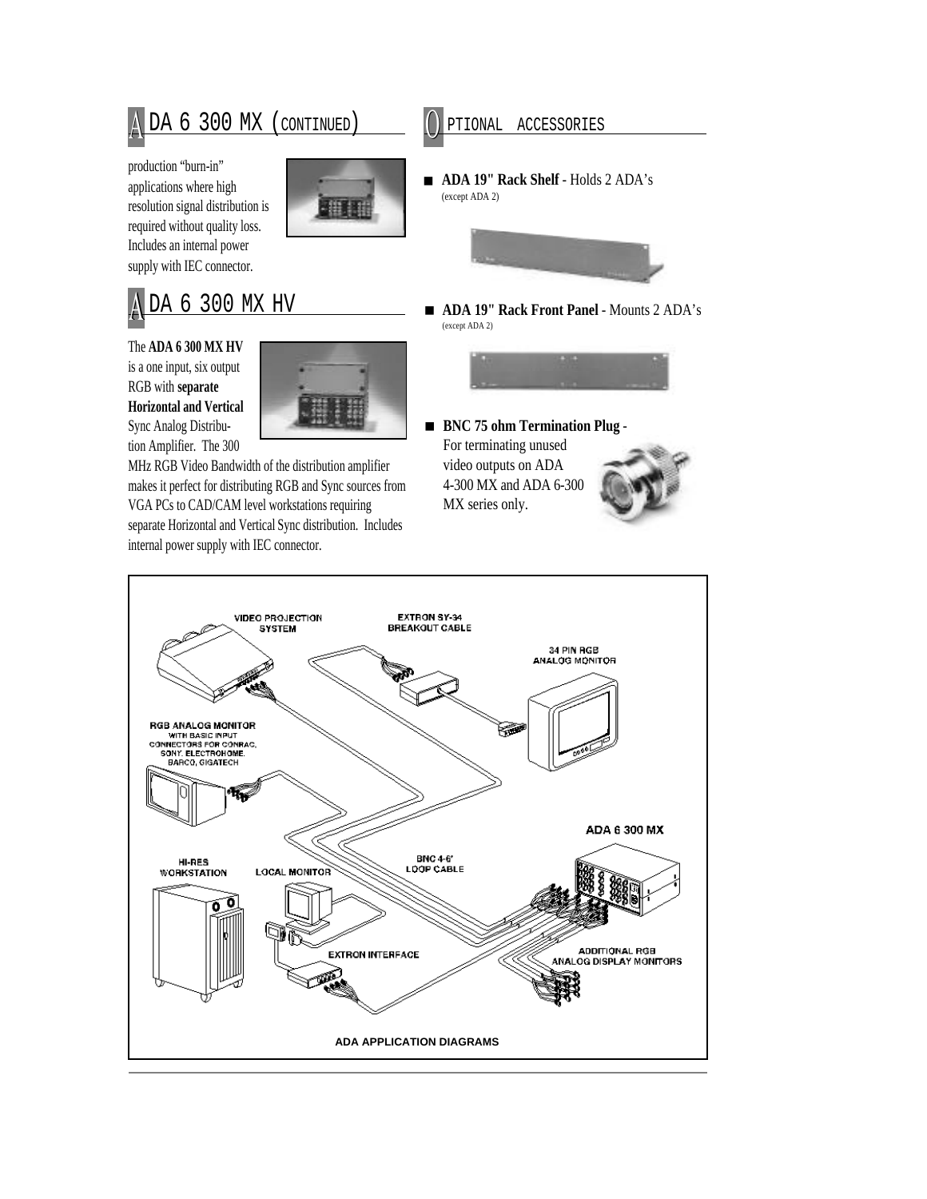## ADA 6 300 MX (continued)

production "burn-in" applications where high resolution signal distribution is required without quality loss. Includes an internal power supply with IEC connector.

## ADA 6 300 MX HV

The **ADA 6 300 MX HV** is a one input, six output RGB with **separate Horizontal and Vertical** Sync Analog Distribution Amplifier. The 300 MHz RGB Video Bandwidth of the distribution amplifier makes it perfect for distributing RGB and Sync sources from VGA PCs to CAD/CAM level workstations requiring separate Horizontal and Vertical Sync distribution. Includes internal power supply with IEC connector.

## Optional Accessories

- **ADA 19" Rack Shelf** - Holds 2 ADA's (except ADA 2)
- **ADA 19" Rack Front Panel** - Mounts 2 ADA's (except ADA 2)
- **BNC 75 ohm Termination Plug** - For terminating unused video outputs on ADA 4-300 MX and ADA 6-300 MX series only.

VIDEO PROJECTION SYSTEM

EXTRON SY-34 BREAKOUT CABLE

34 PIN RGB ANALOG MONITOR

RGB ANALOG MONITOR WITH BASIC INPUT CONNECTORS FOR CONRAC, SONY, ELECTROHOME, BARCO, GIGATECH

ADA 6 300 MX

BNC 4-6' LOOP CABLE

HI-RES WORKSTATION

LOCAL MONITOR

EXTRON INTERFACE

ADDITIONAL RGB ANALOG DISPLAY MONITORS

**ADA APPLICATION DIAGRAMS**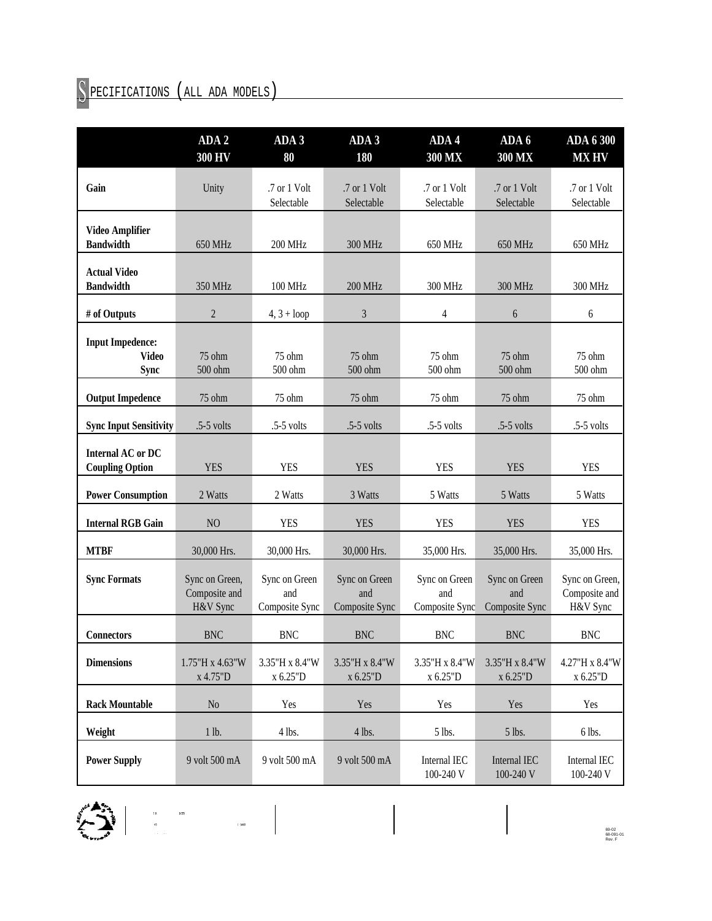# SPECIFICATIONS (ALL ADA MODELS)

| | ADA 2 300 HV | ADA 3 80 | ADA 3 180 | ADA 4 300 MX | ADA 6 300 MX | ADA 6 300 MX HV |
|---|---|---|---|---|---|---|
| **Gain** | Unity | .7 or 1 Volt Selectable | .7 or 1 Volt Selectable | .7 or 1 Volt Selectable | .7 or 1 Volt Selectable | .7 or 1 Volt Selectable |
| **Video Amplifier Bandwidth** | 650 MHz | 200 MHz | 300 MHz | 650 MHz | 650 MHz | 650 MHz |
| **Actual Video Bandwidth** | 350 MHz | 100 MHz | 200 MHz | 300 MHz | 300 MHz | 300 MHz |
| **# of Outputs** | 2 | 4, 3 + loop | 3 | 4 | 6 | 6 |
| **Input Impedence: Video / Sync** | 75 ohm / 500 ohm | 75 ohm / 500 ohm | 75 ohm / 500 ohm | 75 ohm / 500 ohm | 75 ohm / 500 ohm | 75 ohm / 500 ohm |
| **Output Impedence** | 75 ohm | 75 ohm | 75 ohm | 75 ohm | 75 ohm | 75 ohm |
| **Sync Input Sensitivity** | .5-5 volts | .5-5 volts | .5-5 volts | .5-5 volts | .5-5 volts | .5-5 volts |
| **Internal AC or DC Coupling Option** | YES | YES | YES | YES | YES | YES |
| **Power Consumption** | 2 Watts | 2 Watts | 3 Watts | 5 Watts | 5 Watts | 5 Watts |
| **Internal RGB Gain** | NO | YES | YES | YES | YES | YES |
| **MTBF** | 30,000 Hrs. | 30,000 Hrs. | 30,000 Hrs. | 35,000 Hrs. | 35,000 Hrs. | 35,000 Hrs. |
| **Sync Formats** | Sync on Green, Composite and H&V Sync | Sync on Green and Composite Sync | Sync on Green and Composite Sync | Sync on Green and Composite Sync | Sync on Green and Composite Sync | Sync on Green, Composite and H&V Sync |
| **Connectors** | BNC | BNC | BNC | BNC | BNC | BNC |
| **Dimensions** | 1.75"H x 4.63"W x 4.75"D | 3.35"H x 8.4"W x 6.25"D | 3.35"H x 8.4"W x 6.25"D | 3.35"H x 8.4"W x 6.25"D | 3.35"H x 8.4"W x 6.25"D | 4.27"H x 8.4"W x 6.25"D |
| **Rack Mountable** | No | Yes | Yes | Yes | Yes | Yes |
| **Weight** | 1 lb. | 4 lbs. | 4 lbs. | 5 lbs. | 5 lbs. | 6 lbs. |
| **Power Supply** | 9 volt 500 mA | 9 volt 500 mA | 9 volt 500 mA | Internal IEC 100-240 V | Internal IEC 100-240 V | Internal IEC 100-240 V |

69-02
68-091-01
Rev. F